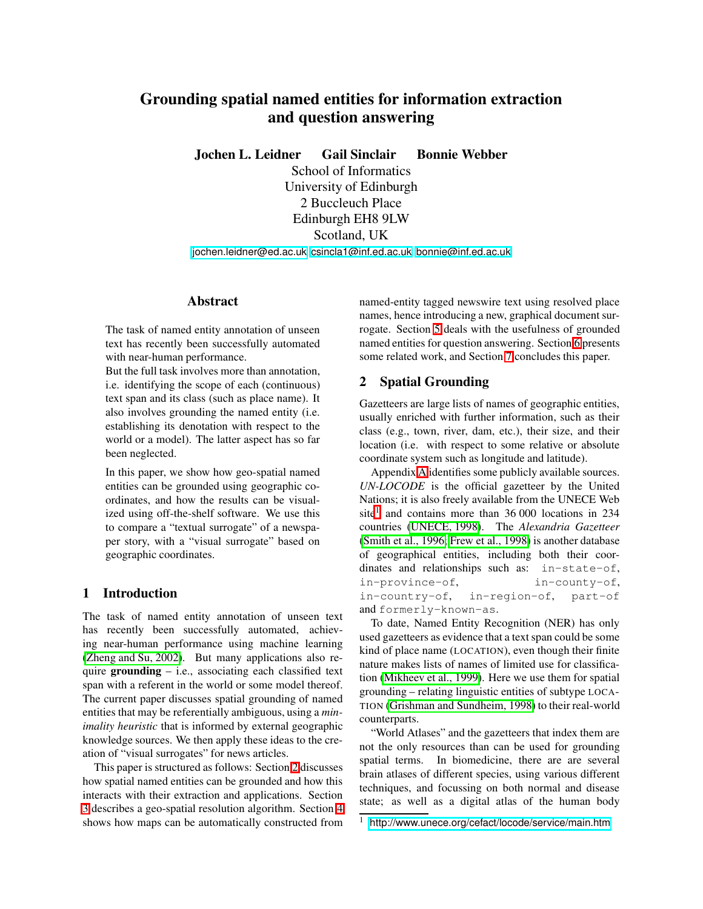# Grounding spatial named entities for information extraction and question answering

**Jochen L. Leidner Gail Sinclair Bonnie Webber**

School of Informatics
University of Edinburgh
2 Buccleuch Place
Edinburgh EH8 9LW
Scotland, UK

jochen.leidner@ed.ac.uk csincla1@inf.ed.ac.uk bonnie@inf.ed.ac.uk

## Abstract

The task of named entity annotation of unseen text has recently been successfully automated with near-human performance.

But the full task involves more than annotation, i.e. identifying the scope of each (continuous) text span and its class (such as place name). It also involves grounding the named entity (i.e. establishing its denotation with respect to the world or a model). The latter aspect has so far been neglected.

In this paper, we show how geo-spatial named entities can be grounded using geographic coordinates, and how the results can be visualized using off-the-shelf software. We use this to compare a "textual surrogate" of a newspaper story, with a "visual surrogate" based on geographic coordinates.

## 1 Introduction

The task of named entity annotation of unseen text has recently been successfully automated, achieving near-human performance using machine learning (Zheng and Su, 2002). But many applications also require **grounding** – i.e., associating each classified text span with a referent in the world or some model thereof. The current paper discusses spatial grounding of named entities that may be referentially ambiguous, using a *minimality heuristic* that is informed by external geographic knowledge sources. We then apply these ideas to the creation of "visual surrogates" for news articles.

This paper is structured as follows: Section 2 discusses how spatial named entities can be grounded and how this interacts with their extraction and applications. Section 3 describes a geo-spatial resolution algorithm. Section 4 shows how maps can be automatically constructed from named-entity tagged newswire text using resolved place names, hence introducing a new, graphical document surrogate. Section 5 deals with the usefulness of grounded named entities for question answering. Section 6 presents some related work, and Section 7 concludes this paper.

## 2 Spatial Grounding

Gazetteers are large lists of names of geographic entities, usually enriched with further information, such as their class (e.g., town, river, dam, etc.), their size, and their location (i.e. with respect to some relative or absolute coordinate system such as longitude and latitude).

Appendix A identifies some publicly available sources. *UN-LOCODE* is the official gazetteer by the United Nations; it is also freely available from the UNECE Web site[1] and contains more than 36 000 locations in 234 countries (UNECE, 1998). The *Alexandria Gazetteer* (Smith et al., 1996; Frew et al., 1998) is another database of geographical entities, including both their coordinates and relationships such as: `in-state-of`, `in-province-of`, `in-county-of`, `in-country-of`, `in-region-of`, `part-of` and `formerly-known-as`.

To date, Named Entity Recognition (NER) has only used gazetteers as evidence that a text span could be some kind of place name (LOCATION), even though their finite nature makes lists of names of limited use for classification (Mikheev et al., 1999). Here we use them for spatial grounding – relating linguistic entities of subtype LOCATION (Grishman and Sundheim, 1998) to their real-world counterparts.

"World Atlases" and the gazetteers that index them are not the only resources than can be used for grounding spatial terms. In biomedicine, there are are several brain atlases of different species, using various different techniques, and focussing on both normal and disease state; as well as a digital atlas of the human body

[1] http://www.unece.org/cefact/locode/service/main.htm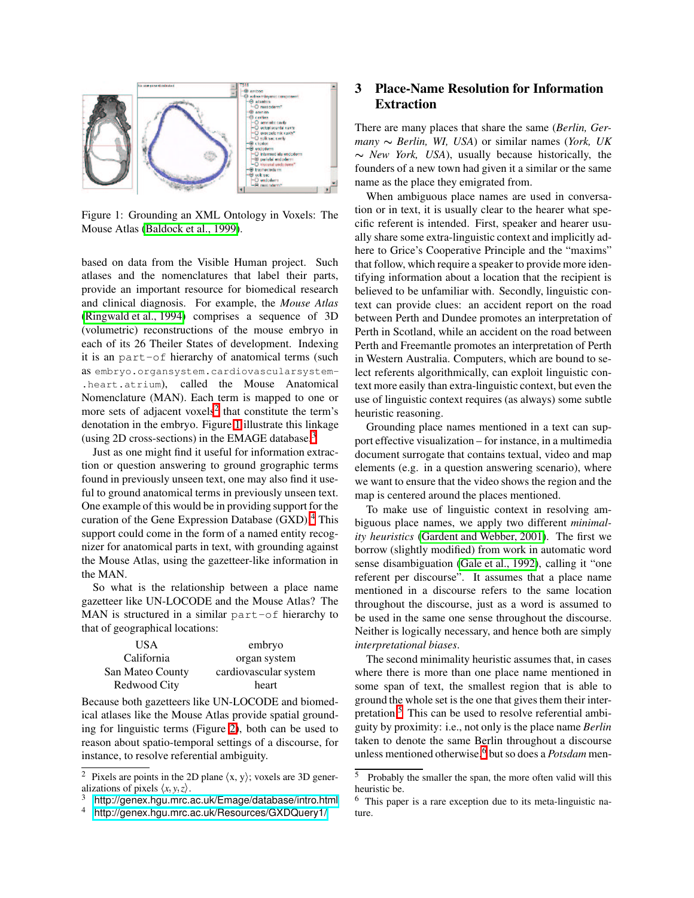Figure 1: Grounding an XML Ontology in Voxels: The Mouse Atlas (Baldock et al., 1999).

based on data from the Visible Human project. Such atlases and the nomenclatures that label their parts, provide an important resource for biomedical research and clinical diagnosis. For example, the *Mouse Atlas* (Ringwald et al., 1994) comprises a sequence of 3D (volumetric) reconstructions of the mouse embryo in each of its 26 Theiler States of development. Indexing it is an `part-of` hierarchy of anatomical terms (such as `embryo.organsystem.cardiovascularsystem-.heart.atrium`), called the Mouse Anatomical Nomenclature (MAN). Each term is mapped to one or more sets of adjacent voxels[2] that constitute the term's denotation in the embryo. Figure 1 illustrate this linkage (using 2D cross-sections) in the EMAGE database.[3]

Just as one might find it useful for information extraction or question answering to ground grographic terms found in previously unseen text, one may also find it useful to ground anatomical terms in previously unseen text. One example of this would be in providing support for the curation of the Gene Expression Database (GXD).[4] This support could come in the form of a named entity recognizer for anatomical parts in text, with grounding against the Mouse Atlas, using the gazetteer-like information in the MAN.

So what is the relationship between a place name gazetteer like UN-LOCODE and the Mouse Atlas? The MAN is structured in a similar `part-of` hierarchy to that of geographical locations:

| | |
|---|---|
| USA | embryo |
| California | organ system |
| San Mateo County | cardiovascular system |
| Redwood City | heart |

Because both gazetteers like UN-LOCODE and biomedical atlases like the Mouse Atlas provide spatial grounding for linguistic terms (Figure 2), both can be used to reason about spatio-temporal settings of a discourse, for instance, to resolve referential ambiguity.

## 3 Place-Name Resolution for Information Extraction

There are many places that share the same (*Berlin, Germany* ∼ *Berlin, WI, USA*) or similar names (*York, UK* ∼ *New York, USA*), usually because historically, the founders of a new town had given it a similar or the same name as the place they emigrated from.

When ambiguous place names are used in conversation or in text, it is usually clear to the hearer what specific referent is intended. First, speaker and hearer usually share some extra-linguistic context and implicitly adhere to Grice's Cooperative Principle and the "maxims" that follow, which require a speaker to provide more identifying information about a location that the recipient is believed to be unfamiliar with. Secondly, linguistic context can provide clues: an accident report on the road between Perth and Dundee promotes an interpretation of Perth in Scotland, while an accident on the road between Perth and Freemantle promotes an interpretation of Perth in Western Australia. Computers, which are bound to select referents algorithmically, can exploit linguistic context more easily than extra-linguistic context, but even the use of linguistic context requires (as always) some subtle heuristic reasoning.

Grounding place names mentioned in a text can support effective visualization – for instance, in a multimedia document surrogate that contains textual, video and map elements (e.g. in a question answering scenario), where we want to ensure that the video shows the region and the map is centered around the places mentioned.

To make use of linguistic context in resolving ambiguous place names, we apply two different *minimality heuristics* (Gardent and Webber, 2001). The first we borrow (slightly modified) from work in automatic word sense disambiguation (Gale et al., 1992), calling it "one referent per discourse". It assumes that a place name mentioned in a discourse refers to the same location throughout the discourse, just as a word is assumed to be used in the same one sense throughout the discourse. Neither is logically necessary, and hence both are simply *interpretational biases*.

The second minimality heuristic assumes that, in cases where there is more than one place name mentioned in some span of text, the smallest region that is able to ground the whole set is the one that gives them their interpretation.[5] This can be used to resolve referential ambiguity by proximity: i.e., not only is the place name *Berlin* taken to denote the same Berlin throughout a discourse unless mentioned otherwise,[6] but so does a *Potsdam* men-

[2] Pixels are points in the 2D plane ⟨x, y⟩; voxels are 3D generalizations of pixels ⟨$x, y, z$⟩.

[3] http://genex.hgu.mrc.ac.uk/Emage/database/intro.html

[4] http://genex.hgu.mrc.ac.uk/Resources/GXDQuery1/

[5] Probably the smaller the span, the more often valid will this heuristic be.

[6] This paper is a rare exception due to its meta-linguistic nature.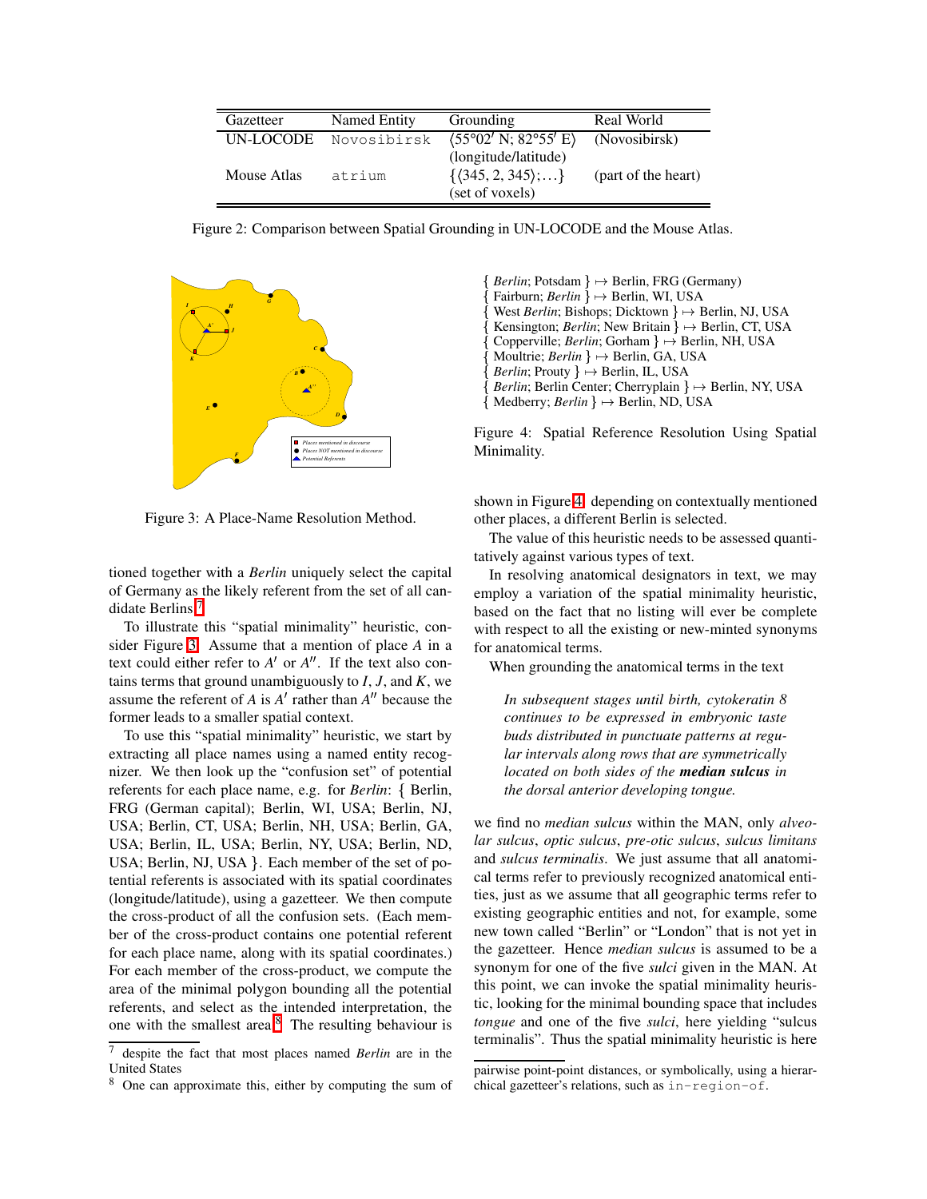| Gazetteer | Named Entity | Grounding | Real World |
|---|---|---|---|
| UN-LOCODE | `Novosibirsk` | ⟨55°02′ N; 82°55′ E⟩ (longitude/latitude) | (Novosibirsk) |
| Mouse Atlas | `atrium` | {⟨345, 2, 345⟩;...} (set of voxels) | (part of the heart) |

Figure 2: Comparison between Spatial Grounding in UN-LOCODE and the Mouse Atlas.

Figure 3: A Place-Name Resolution Method.

tioned together with a *Berlin* uniquely select the capital of Germany as the likely referent from the set of all candidate Berlins.[7]

To illustrate this "spatial minimality" heuristic, consider Figure 3. Assume that a mention of place $A$ in a text could either refer to $A'$ or $A''$. If the text also contains terms that ground unambiguously to $I$, $J$, and $K$, we assume the referent of $A$ is $A'$ rather than $A''$ because the former leads to a smaller spatial context.

To use this "spatial minimality" heuristic, we start by extracting all place names using a named entity recognizer. We then look up the "confusion set" of potential referents for each place name, e.g. for *Berlin*: { Berlin, FRG (German capital); Berlin, WI, USA; Berlin, NJ, USA; Berlin, CT, USA; Berlin, NH, USA; Berlin, GA, USA; Berlin, IL, USA; Berlin, NY, USA; Berlin, ND, USA; Berlin, NJ, USA }. Each member of the set of potential referents is associated with its spatial coordinates (longitude/latitude), using a gazetteer. We then compute the cross-product of all the confusion sets. (Each member of the cross-product contains one potential referent for each place name, along with its spatial coordinates.) For each member of the cross-product, we compute the area of the minimal polygon bounding all the potential referents, and select as the intended interpretation, the one with the smallest area.[8] The resulting behaviour is shown in Figure 4: depending on contextually mentioned other places, a different Berlin is selected.

{ *Berlin*; Potsdam } ↦ Berlin, FRG (Germany)
{ Fairburn; *Berlin* } ↦ Berlin, WI, USA
{ West *Berlin*; Bishops; Dicktown } ↦ Berlin, NJ, USA
{ Kensington; *Berlin*; New Britain } ↦ Berlin, CT, USA
{ Copperville; *Berlin*; Gorham } ↦ Berlin, NH, USA
{ Moultrie; *Berlin* } ↦ Berlin, GA, USA
{ *Berlin*; Prouty } ↦ Berlin, IL, USA
{ *Berlin*; Berlin Center; Cherryplain } ↦ Berlin, NY, USA
{ Medberry; *Berlin* } ↦ Berlin, ND, USA

Figure 4: Spatial Reference Resolution Using Spatial Minimality.

The value of this heuristic needs to be assessed quantitatively against various types of text.

In resolving anatomical designators in text, we may employ a variation of the spatial minimality heuristic, based on the fact that no listing will ever be complete with respect to all the existing or new-minted synonyms for anatomical terms.

When grounding the anatomical terms in the text

> *In subsequent stages until birth, cytokeratin 8 continues to be expressed in embryonic taste buds distributed in punctuate patterns at regular intervals along rows that are symmetrically located on both sides of the* ***median sulcus*** *in the dorsal anterior developing tongue.*

we find no *median sulcus* within the MAN, only *alveolar sulcus*, *optic sulcus*, *pre-otic sulcus*, *sulcus limitans* and *sulcus terminalis*. We just assume that all anatomical terms refer to previously recognized anatomical entities, just as we assume that all geographic terms refer to existing geographic entities and not, for example, some new town called "Berlin" or "London" that is not yet in the gazetteer. Hence *median sulcus* is assumed to be a synonym for one of the five *sulci* given in the MAN. At this point, we can invoke the spatial minimality heuristic, looking for the minimal bounding space that includes *tongue* and one of the five *sulci*, here yielding "sulcus terminalis". Thus the spatial minimality heuristic is here

[7] despite the fact that most places named *Berlin* are in the United States

[8] One can approximate this, either by computing the sum of pairwise point-point distances, or symbolically, using a hierarchical gazetteer's relations, such as `in-region-of`.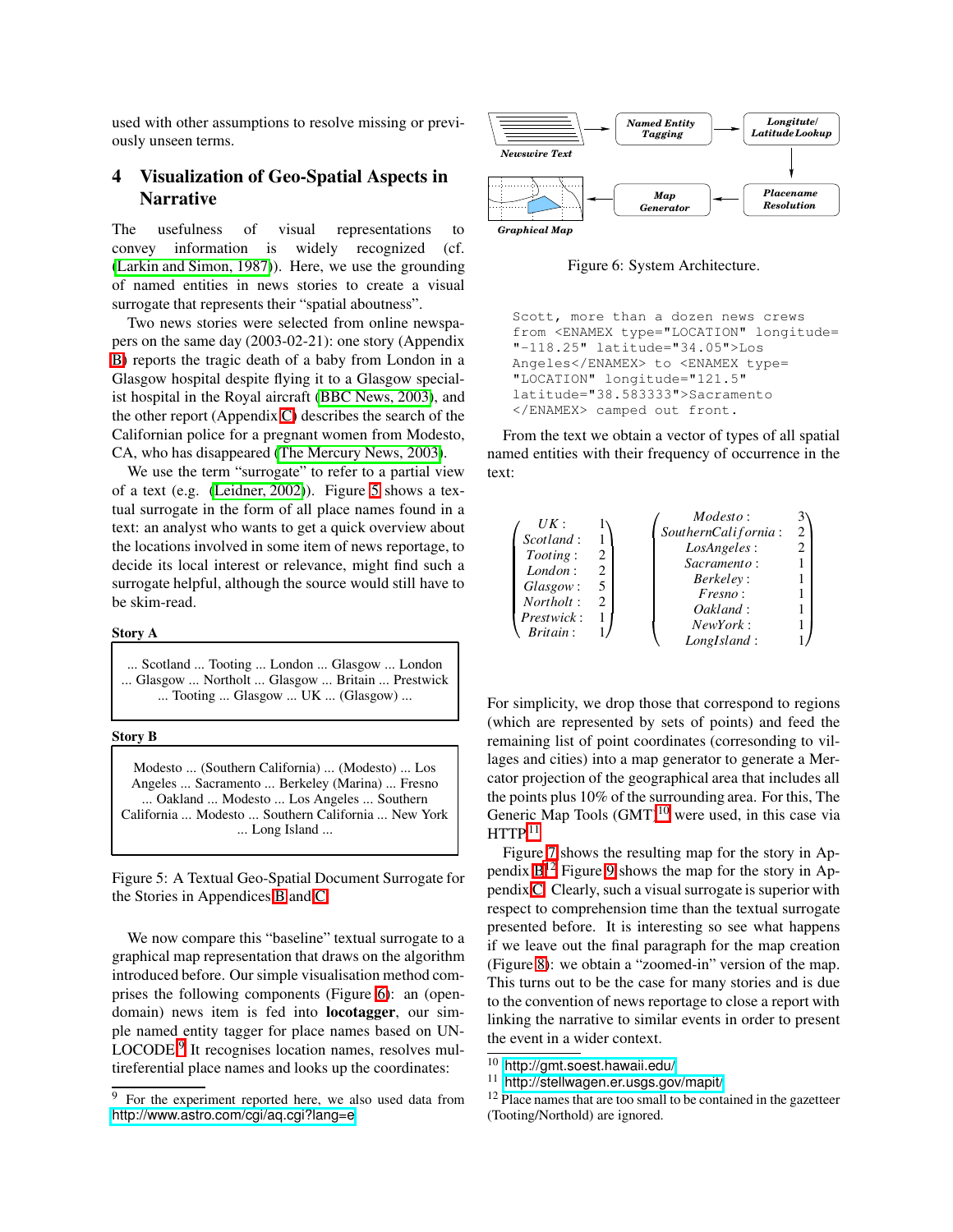used with other assumptions to resolve missing or previously unseen terms.

## 4 Visualization of Geo-Spatial Aspects in Narrative

The usefulness of visual representations to convey information is widely recognized (cf. (Larkin and Simon, 1987)). Here, we use the grounding of named entities in news stories to create a visual surrogate that represents their "spatial aboutness".

Two news stories were selected from online newspapers on the same day (2003-02-21): one story (Appendix B) reports the tragic death of a baby from London in a Glasgow hospital despite flying it to a Glasgow specialist hospital in the Royal aircraft (BBC News, 2003), and the other report (Appendix C) describes the search of the Californian police for a pregnant women from Modesto, CA, who has disappeared (The Mercury News, 2003).

We use the term "surrogate" to refer to a partial view of a text (e.g. (Leidner, 2002)). Figure 5 shows a textual surrogate in the form of all place names found in a text: an analyst who wants to get a quick overview about the locations involved in some item of news reportage, to decide its local interest or relevance, might find such a surrogate helpful, although the source would still have to be skim-read.

**Story A**

> ... Scotland ... Tooting ... London ... Glasgow ... London ... Glasgow ... Northolt ... Glasgow ... Britain ... Prestwick ... Tooting ... Glasgow ... UK ... (Glasgow) ...

**Story B**

> Modesto ... (Southern California) ... (Modesto) ... Los Angeles ... Sacramento ... Berkeley (Marina) ... Fresno ... Oakland ... Modesto ... Los Angeles ... Southern California ... Modesto ... Southern California ... New York ... Long Island ...

Figure 5: A Textual Geo-Spatial Document Surrogate for the Stories in Appendices B and C.

We now compare this "baseline" textual surrogate to a graphical map representation that draws on the algorithm introduced before. Our simple visualisation method comprises the following components (Figure 6): an (open-domain) news item is fed into **locotagger**, our simple named entity tagger for place names based on UN-LOCODE.[9] It recognises location names, resolves multireferential place names and looks up the coordinates:

Newswire Text → Named Entity Tagging → Longitude/Latitude Lookup → Placename Resolution → Map Generator → Graphical Map

Figure 6: System Architecture.

```
Scott, more than a dozen news crews
from <ENAMEX type="LOCATION" longitude=
"-118.25" latitude="34.05">Los
Angeles</ENAMEX> to <ENAMEX type=
"LOCATION" longitude="121.5"
latitude="38.583333">Sacramento
</ENAMEX> camped out front.
```

From the text we obtain a vector of types of all spatial named entities with their frequency of occurrence in the text:

$$\begin{pmatrix} UK: & 1 \\ Scotland: & 1 \\ Tooting: & 2 \\ London: & 2 \\ Glasgow: & 5 \\ Northolt: & 2 \\ Prestwick: & 1 \\ Britain: & 1 \end{pmatrix} \quad \begin{pmatrix} Modesto: & 3 \\ SouthernCalifornia: & 2 \\ LosAngeles: & 2 \\ Sacramento: & 1 \\ Berkeley: & 1 \\ Fresno: & 1 \\ Oakland: & 1 \\ NewYork: & 1 \\ LongIsland: & 1 \end{pmatrix}$$

For simplicity, we drop those that correspond to regions (which are represented by sets of points) and feed the remaining list of point coordinates (corresonding to villages and cities) into a map generator to generate a Mercator projection of the geographical area that includes all the points plus 10% of the surrounding area. For this, The Generic Map Tools (GMT)[10] were used, in this case via HTTP.[11]

Figure 7 shows the resulting map for the story in Appendix B.[12] Figure 9 shows the map for the story in Appendix C. Clearly, such a visual surrogate is superior with respect to comprehension time than the textual surrogate presented before. It is interesting so see what happens if we leave out the final paragraph for the map creation (Figure 8): we obtain a "zoomed-in" version of the map. This turns out to be the case for many stories and is due to the convention of news reportage to close a report with linking the narrative to similar events in order to present the event in a wider context.

[9] For the experiment reported here, we also used data from http://www.astro.com/cgi/aq.cgi?lang=e

[10] http://gmt.soest.hawaii.edu/

[11] http://stellwagen.er.usgs.gov/mapit/

[12] Place names that are too small to be contained in the gazetteer (Tooting/Northold) are ignored.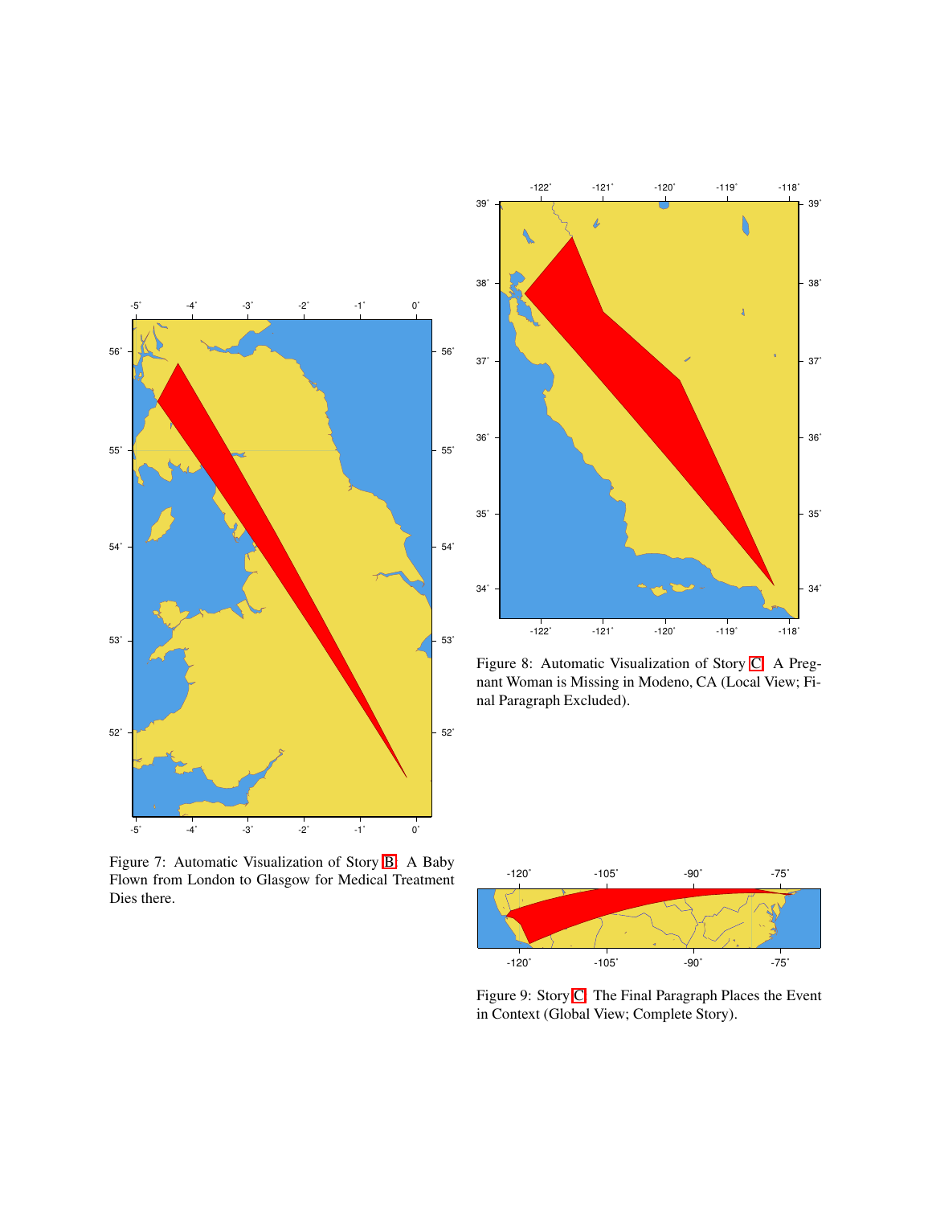Figure 7: Automatic Visualization of Story B: A Baby Flown from London to Glasgow for Medical Treatment Dies there.

Figure 8: Automatic Visualization of Story C: A Pregnant Woman is Missing in Modeno, CA (Local View; Final Paragraph Excluded).

Figure 9: Story C: The Final Paragraph Places the Event in Context (Global View; Complete Story).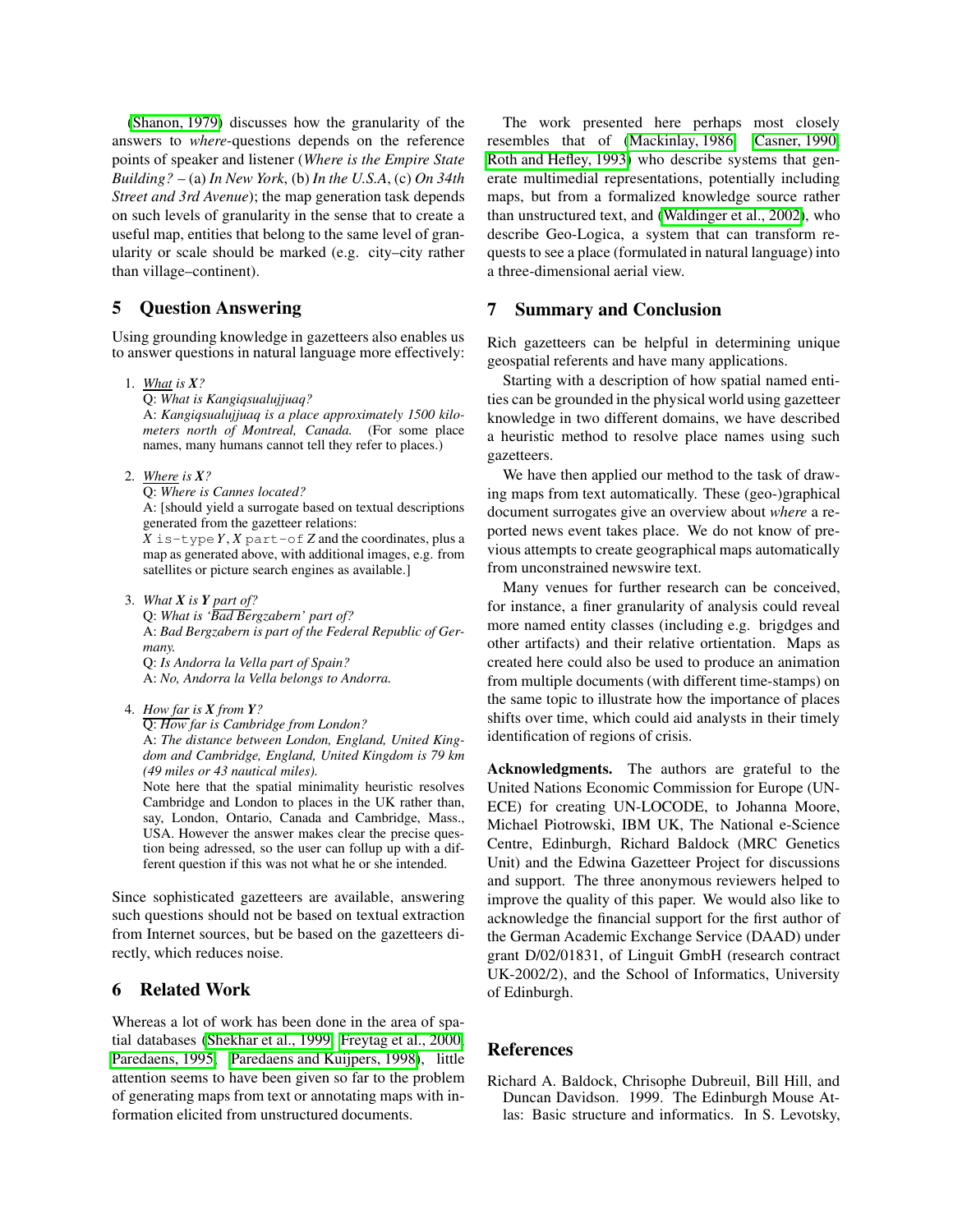(Shanon, 1979) discusses how the granularity of the answers to *where*-questions depends on the reference points of speaker and listener (*Where is the Empire State Building?* – (a) *In New York*, (b) *In the U.S.A*, (c) *On 34th Street and 3rd Avenue*); the map generation task depends on such levels of granularity in the sense that to create a useful map, entities that belong to the same level of granularity or scale should be marked (e.g. city–city rather than village–continent).

## 5 Question Answering

Using grounding knowledge in gazetteers also enables us to answer questions in natural language more effectively:

1. *What is **X**?*
   Q: *What is Kangiqsualujjuaq?*
   A: *Kangiqsualujjuaq is a place approximately 1500 kilometers north of Montreal, Canada.* (For some place names, many humans cannot tell they refer to places.)

2. *Where is **X**?*
   Q: *Where is Cannes located?*
   A: [should yield a surrogate based on textual descriptions generated from the gazetteer relations:
   $X$ `is-type` $Y$, $X$ `part-of` $Z$ and the coordinates, plus a map as generated above, with additional images, e.g. from satellites or picture search engines as available.]

3. *What **X** is **Y** part of?*
   Q: *What is 'Bad Bergzabern' part of?*
   A: *Bad Bergzabern is part of the Federal Republic of Germany.*
   Q: *Is Andorra la Vella part of Spain?*
   A: *No, Andorra la Vella belongs to Andorra.*

4. *How far is **X** from **Y**?*
   Q: *How far is Cambridge from London?*
   A: *The distance between London, England, United Kingdom and Cambridge, England, United Kingdom is 79 km (49 miles or 43 nautical miles).*
   Note here that the spatial minimality heuristic resolves Cambridge and London to places in the UK rather than, say, London, Ontario, Canada and Cambridge, Mass., USA. However the answer makes clear the precise question being adressed, so the user can follup up with a different question if this was not what he or she intended.

Since sophisticated gazetteers are available, answering such questions should not be based on textual extraction from Internet sources, but be based on the gazetteers directly, which reduces noise.

## 6 Related Work

Whereas a lot of work has been done in the area of spatial databases (Shekhar et al., 1999; Freytag et al., 2000; Paredaens, 1995; Paredaens and Kuijpers, 1998), little attention seems to have been given so far to the problem of generating maps from text or annotating maps with information elicited from unstructured documents.

The work presented here perhaps most closely resembles that of (Mackinlay, 1986; Casner, 1990; Roth and Hefley, 1993) who describe systems that generate multimedial representations, potentially including maps, but from a formalized knowledge source rather than unstructured text, and (Waldinger et al., 2002), who describe Geo-Logica, a system that can transform requests to see a place (formulated in natural language) into a three-dimensional aerial view.

## 7 Summary and Conclusion

Rich gazetteers can be helpful in determining unique geospatial referents and have many applications.

Starting with a description of how spatial named entities can be grounded in the physical world using gazetteer knowledge in two different domains, we have described a heuristic method to resolve place names using such gazetteers.

We have then applied our method to the task of drawing maps from text automatically. These (geo-)graphical document surrogates give an overview about *where* a reported news event takes place. We do not know of previous attempts to create geographical maps automatically from unconstrained newswire text.

Many venues for further research can be conceived, for instance, a finer granularity of analysis could reveal more named entity classes (including e.g. brigdges and other artifacts) and their relative ortientation. Maps as created here could also be used to produce an animation from multiple documents (with different time-stamps) on the same topic to illustrate how the importance of places shifts over time, which could aid analysts in their timely identification of regions of crisis.

**Acknowledgments.** The authors are grateful to the United Nations Economic Commission for Europe (UN-ECE) for creating UN-LOCODE, to Johanna Moore, Michael Piotrowski, IBM UK, The National e-Science Centre, Edinburgh, Richard Baldock (MRC Genetics Unit) and the Edwina Gazetteer Project for discussions and support. The three anonymous reviewers helped to improve the quality of this paper. We would also like to acknowledge the financial support for the first author of the German Academic Exchange Service (DAAD) under grant D/02/01831, of Linguit GmbH (research contract UK-2002/2), and the School of Informatics, University of Edinburgh.

## References

Richard A. Baldock, Chrisophe Dubreuil, Bill Hill, and Duncan Davidson. 1999. The Edinburgh Mouse Atlas: Basic structure and informatics. In S. Levotsky,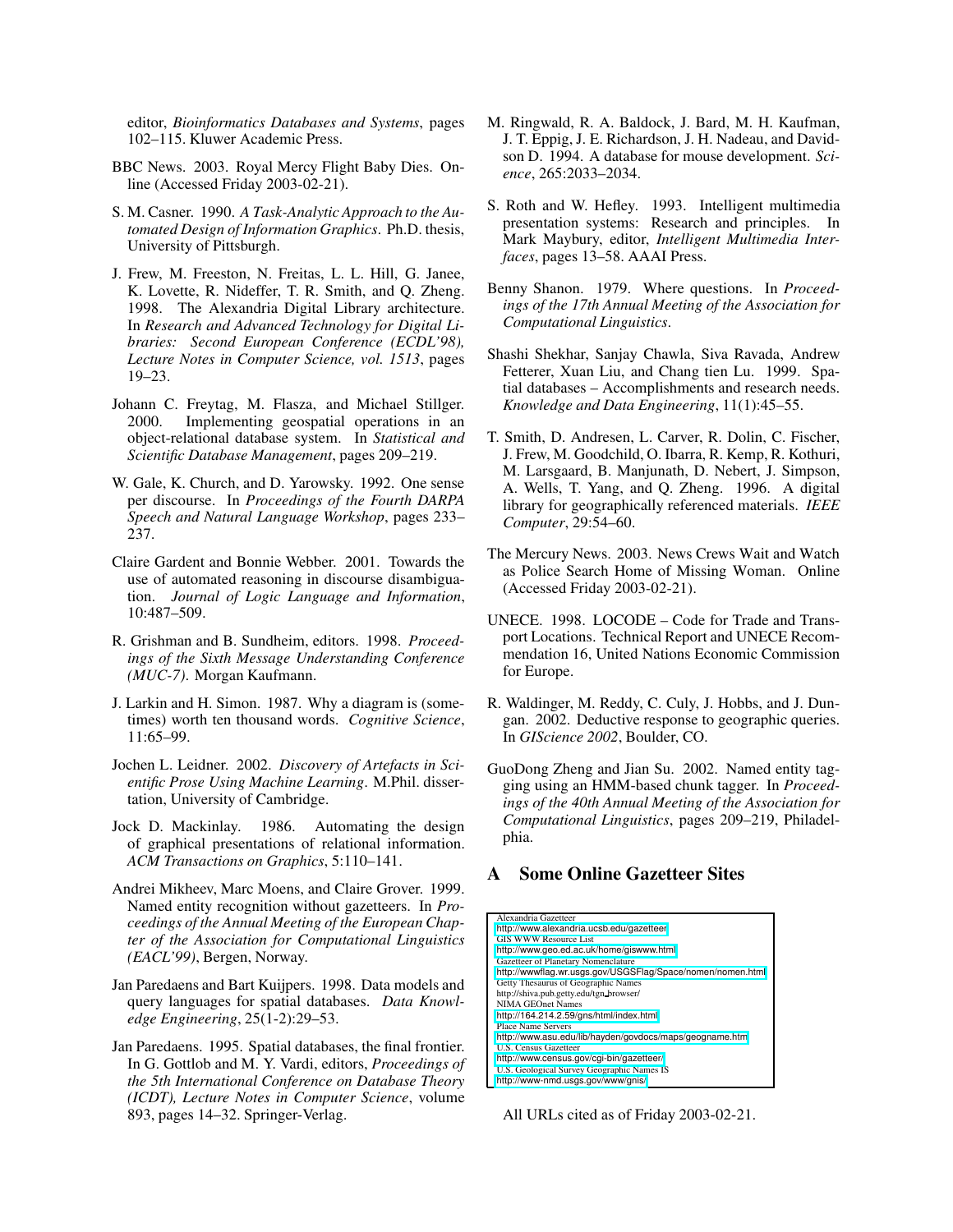editor, *Bioinformatics Databases and Systems*, pages 102–115. Kluwer Academic Press.

BBC News. 2003. Royal Mercy Flight Baby Dies. Online (Accessed Friday 2003-02-21).

S. M. Casner. 1990. *A Task-Analytic Approach to the Automated Design of Information Graphics*. Ph.D. thesis, University of Pittsburgh.

J. Frew, M. Freeston, N. Freitas, L. L. Hill, G. Janee, K. Lovette, R. Nideffer, T. R. Smith, and Q. Zheng. 1998. The Alexandria Digital Library architecture. In *Research and Advanced Technology for Digital Libraries: Second European Conference (ECDL'98), Lecture Notes in Computer Science, vol. 1513*, pages 19–23.

Johann C. Freytag, M. Flasza, and Michael Stillger. 2000. Implementing geospatial operations in an object-relational database system. In *Statistical and Scientific Database Management*, pages 209–219.

W. Gale, K. Church, and D. Yarowsky. 1992. One sense per discourse. In *Proceedings of the Fourth DARPA Speech and Natural Language Workshop*, pages 233–237.

Claire Gardent and Bonnie Webber. 2001. Towards the use of automated reasoning in discourse disambiguation. *Journal of Logic Language and Information*, 10:487–509.

R. Grishman and B. Sundheim, editors. 1998. *Proceedings of the Sixth Message Understanding Conference (MUC-7)*. Morgan Kaufmann.

J. Larkin and H. Simon. 1987. Why a diagram is (sometimes) worth ten thousand words. *Cognitive Science*, 11:65–99.

Jochen L. Leidner. 2002. *Discovery of Artefacts in Scientific Prose Using Machine Learning*. M.Phil. dissertation, University of Cambridge.

Jock D. Mackinlay. 1986. Automating the design of graphical presentations of relational information. *ACM Transactions on Graphics*, 5:110–141.

Andrei Mikheev, Marc Moens, and Claire Grover. 1999. Named entity recognition without gazetteers. In *Proceedings of the Annual Meeting of the European Chapter of the Association for Computational Linguistics (EACL'99)*, Bergen, Norway.

Jan Paredaens and Bart Kuijpers. 1998. Data models and query languages for spatial databases. *Data Knowledge Engineering*, 25(1-2):29–53.

Jan Paredaens. 1995. Spatial databases, the final frontier. In G. Gottlob and M. Y. Vardi, editors, *Proceedings of the 5th International Conference on Database Theory (ICDT), Lecture Notes in Computer Science*, volume 893, pages 14–32. Springer-Verlag.

M. Ringwald, R. A. Baldock, J. Bard, M. H. Kaufman, J. T. Eppig, J. E. Richardson, J. H. Nadeau, and Davidson D. 1994. A database for mouse development. *Science*, 265:2033–2034.

S. Roth and W. Hefley. 1993. Intelligent multimedia presentation systems: Research and principles. In Mark Maybury, editor, *Intelligent Multimedia Interfaces*, pages 13–58. AAAI Press.

Benny Shanon. 1979. Where questions. In *Proceedings of the 17th Annual Meeting of the Association for Computational Linguistics*.

Shashi Shekhar, Sanjay Chawla, Siva Ravada, Andrew Fetterer, Xuan Liu, and Chang tien Lu. 1999. Spatial databases – Accomplishments and research needs. *Knowledge and Data Engineering*, 11(1):45–55.

T. Smith, D. Andresen, L. Carver, R. Dolin, C. Fischer, J. Frew, M. Goodchild, O. Ibarra, R. Kemp, R. Kothuri, M. Larsgaard, B. Manjunath, D. Nebert, J. Simpson, A. Wells, T. Yang, and Q. Zheng. 1996. A digital library for geographically referenced materials. *IEEE Computer*, 29:54–60.

The Mercury News. 2003. News Crews Wait and Watch as Police Search Home of Missing Woman. Online (Accessed Friday 2003-02-21).

UNECE. 1998. LOCODE – Code for Trade and Transport Locations. Technical Report and UNECE Recommendation 16, United Nations Economic Commission for Europe.

R. Waldinger, M. Reddy, C. Culy, J. Hobbs, and J. Dungan. 2002. Deductive response to geographic queries. In *GIScience 2002*, Boulder, CO.

GuoDong Zheng and Jian Su. 2002. Named entity tagging using an HMM-based chunk tagger. In *Proceedings of the 40th Annual Meeting of the Association for Computational Linguistics*, pages 209–219, Philadelphia.

## A Some Online Gazetteer Sites

| |
|---|
| Alexandria Gazetteer |
| http://www.alexandria.ucsb.edu/gazetteer |
| GIS WWW Resource List |
| http://www.geo.ed.ac.uk/home/giswww.html |
| Gazetteer of Planetary Nomenclature |
| http://wwwflag.wr.usgs.gov/USGSFlag/Space/nomen/nomen.html |
| Getty Thesaurus of Geographic Names |
| http://shiva.pub.getty.edu/tgn_browser/ |
| NIMA GEOnet Names |
| http://164.214.2.59/gns/html/index.html |
| Place Name Servers |
| http://www.asu.edu/lib/hayden/govdocs/maps/geogname.htm |
| U.S. Census Gazetteer |
| http://www.census.gov/cgi-bin/gazetteer/ |
| U.S. Geological Survey Geographic Names IS |
| http://www-nmd.usgs.gov/www/gnis/ |

All URLs cited as of Friday 2003-02-21.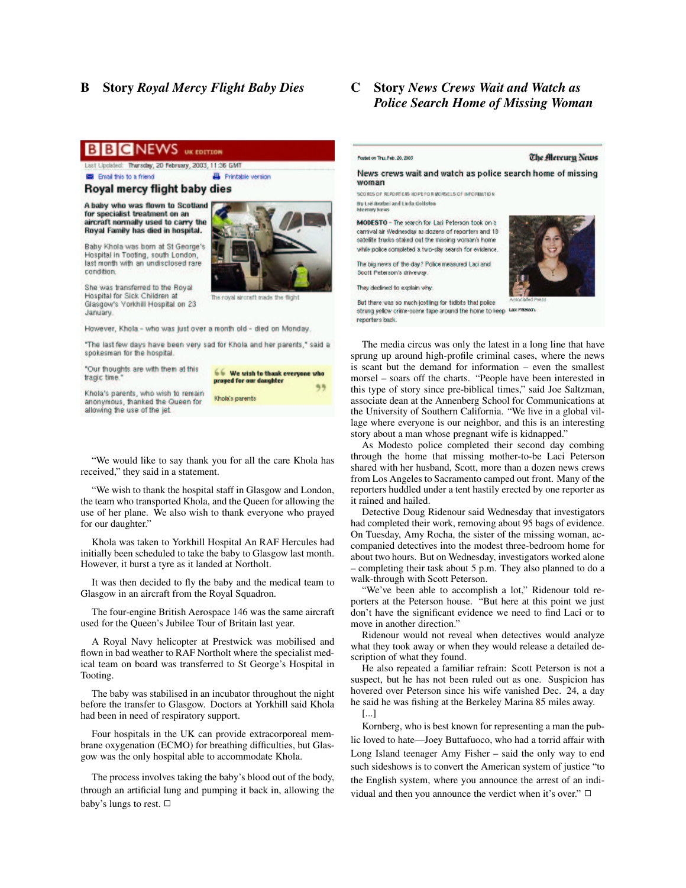## B Story *Royal Mercy Flight Baby Dies*

BBC NEWS UK EDITION

Last Updated: Thursday, 20 February, 2003, 11:36 GMT

Email this to a friend | Printable version

### Royal mercy flight baby dies

**A baby who was flown to Scotland for specialist treatment on an aircraft normally used to carry the Royal Family has died in hospital.**

Baby Khola was born at St George's Hospital in Tooting, south London, last month with an undisclosed rare condition.

She was transferred to the Royal Hospital for Sick Children at Glasgow's Yorkhill Hospital on 23 January.

The royal aircraft made the flight

However, Khola - who was just over a month old - died on Monday.

"The last few days have been very sad for Khola and her parents," said a spokesman for the hospital.

"Our thoughts are with them at this tragic time."

Khola's parents, who wish to remain anonymous, thanked the Queen for allowing the use of the jet.

"We wish to thank everyone who prayed for our daughter" — Khola's parents

"We would like to say thank you for all the care Khola has received," they said in a statement.

"We wish to thank the hospital staff in Glasgow and London, the team who transported Khola, and the Queen for allowing the use of her plane. We also wish to thank everyone who prayed for our daughter."

Khola was taken to Yorkhill Hospital An RAF Hercules had initially been scheduled to take the baby to Glasgow last month. However, it burst a tyre as it landed at Northolt.

It was then decided to fly the baby and the medical team to Glasgow in an aircraft from the Royal Squadron.

The four-engine British Aerospace 146 was the same aircraft used for the Queen's Jubilee Tour of Britain last year.

A Royal Navy helicopter at Prestwick was mobilised and flown in bad weather to RAF Northolt where the specialist medical team on board was transferred to St George's Hospital in Tooting.

The baby was stabilised in an incubator throughout the night before the transfer to Glasgow. Doctors at Yorkhill said Khola had been in need of respiratory support.

Four hospitals in the UK can provide extracorporeal membrane oxygenation (ECMO) for breathing difficulties, but Glasgow was the only hospital able to accommodate Khola.

The process involves taking the baby's blood out of the body, through an artificial lung and pumping it back in, allowing the baby's lungs to rest. □

## C Story *News Crews Wait and Watch as Police Search Home of Missing Woman*

Posted on Thu, Feb. 20, 2003 — The Mercury News

### News crews wait and watch as police search home of missing woman

SCORES OF REPORTERS HOPE FOR MORSELS OF INFORMATION

By Lee Romani and Linda Goldston
Mercury News

**MODESTO** - The search for Laci Peterson took on a carnival air Wednesday as dozens of reporters and 18 satellite trucks staked out the missing woman's home while police completed a two-day search for evidence.

The big news of the day? Police measured Laci and Scott Peterson's driveway.

They declined to explain why.

But there was so much jostling for tidbits that police strung yellow crime-scene tape around the home to keep reporters back.

Associated Press — Laci Peterson

The media circus was only the latest in a long line that have sprung up around high-profile criminal cases, where the news is scant but the demand for information – even the smallest morsel – soars off the charts. "People have been interested in this type of story since pre-biblical times," said Joe Saltzman, associate dean at the Annenberg School for Communications at the University of Southern California. "We live in a global village where everyone is our neighbor, and this is an interesting story about a man whose pregnant wife is kidnapped."

As Modesto police completed their second day combing through the home that missing mother-to-be Laci Peterson shared with her husband, Scott, more than a dozen news crews from Los Angeles to Sacramento camped out front. Many of the reporters huddled under a tent hastily erected by one reporter as it rained and hailed.

Detective Doug Ridenour said Wednesday that investigators had completed their work, removing about 95 bags of evidence. On Tuesday, Amy Rocha, the sister of the missing woman, accompanied detectives into the modest three-bedroom home for about two hours. But on Wednesday, investigators worked alone – completing their task about 5 p.m. They also planned to do a walk-through with Scott Peterson.

"We've been able to accomplish a lot," Ridenour told reporters at the Peterson house. "But here at this point we just don't have the significant evidence we need to find Laci or to move in another direction."

Ridenour would not reveal when detectives would analyze what they took away or when they would release a detailed description of what they found.

He also repeated a familiar refrain: Scott Peterson is not a suspect, but he has not been ruled out as one. Suspicion has hovered over Peterson since his wife vanished Dec. 24, a day he said he was fishing at the Berkeley Marina 85 miles away.

[...]

Kornberg, who is best known for representing a man the public loved to hate—Joey Buttafuoco, who had a torrid affair with Long Island teenager Amy Fisher – said the only way to end such sideshows is to convert the American system of justice "to the English system, where you announce the arrest of an individual and then you announce the verdict when it's over." □